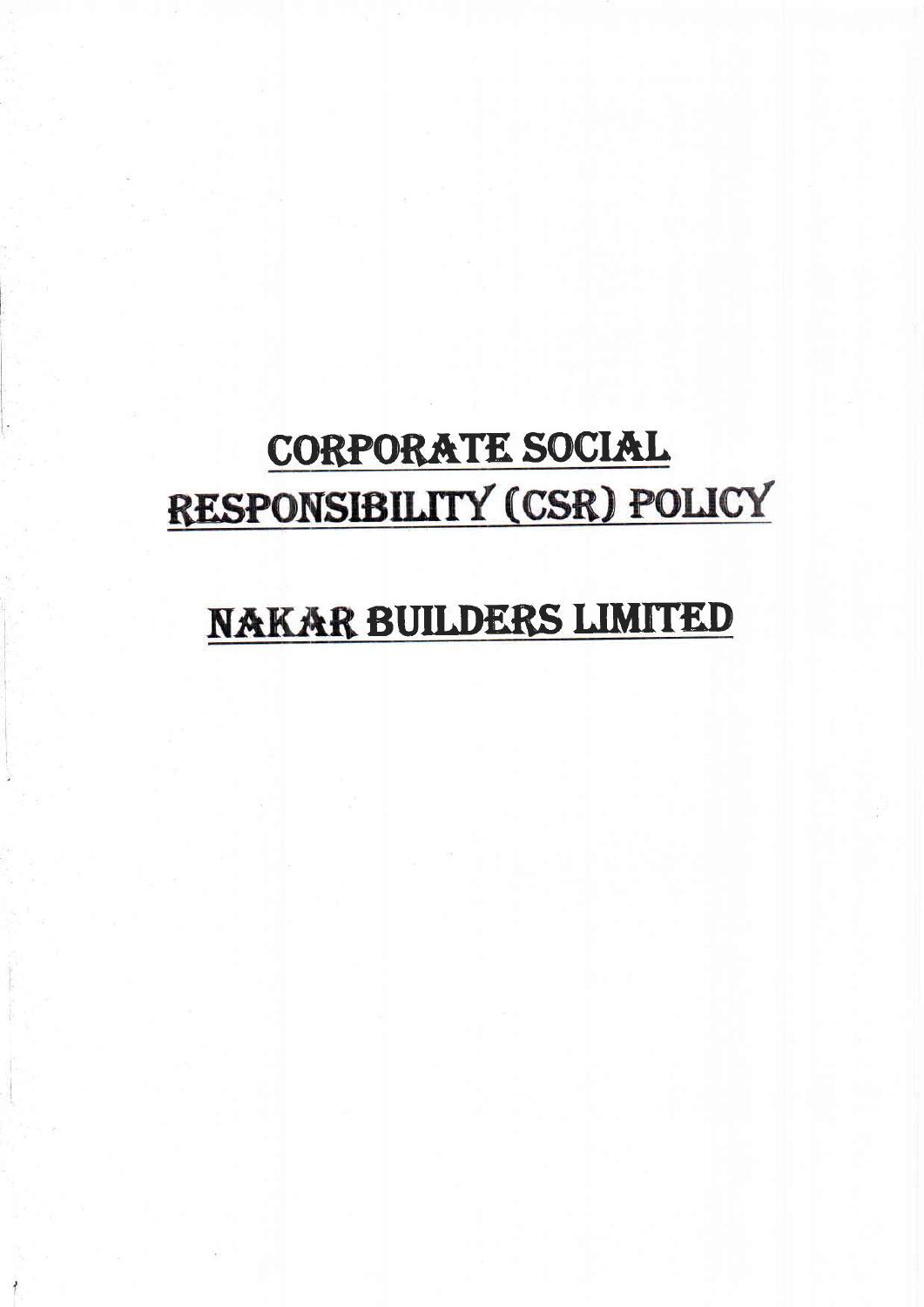# CORPORATE SOCIAL RESPONSIBILITY (CSR) POLICY

# NAKAR BUILDERS LIMITED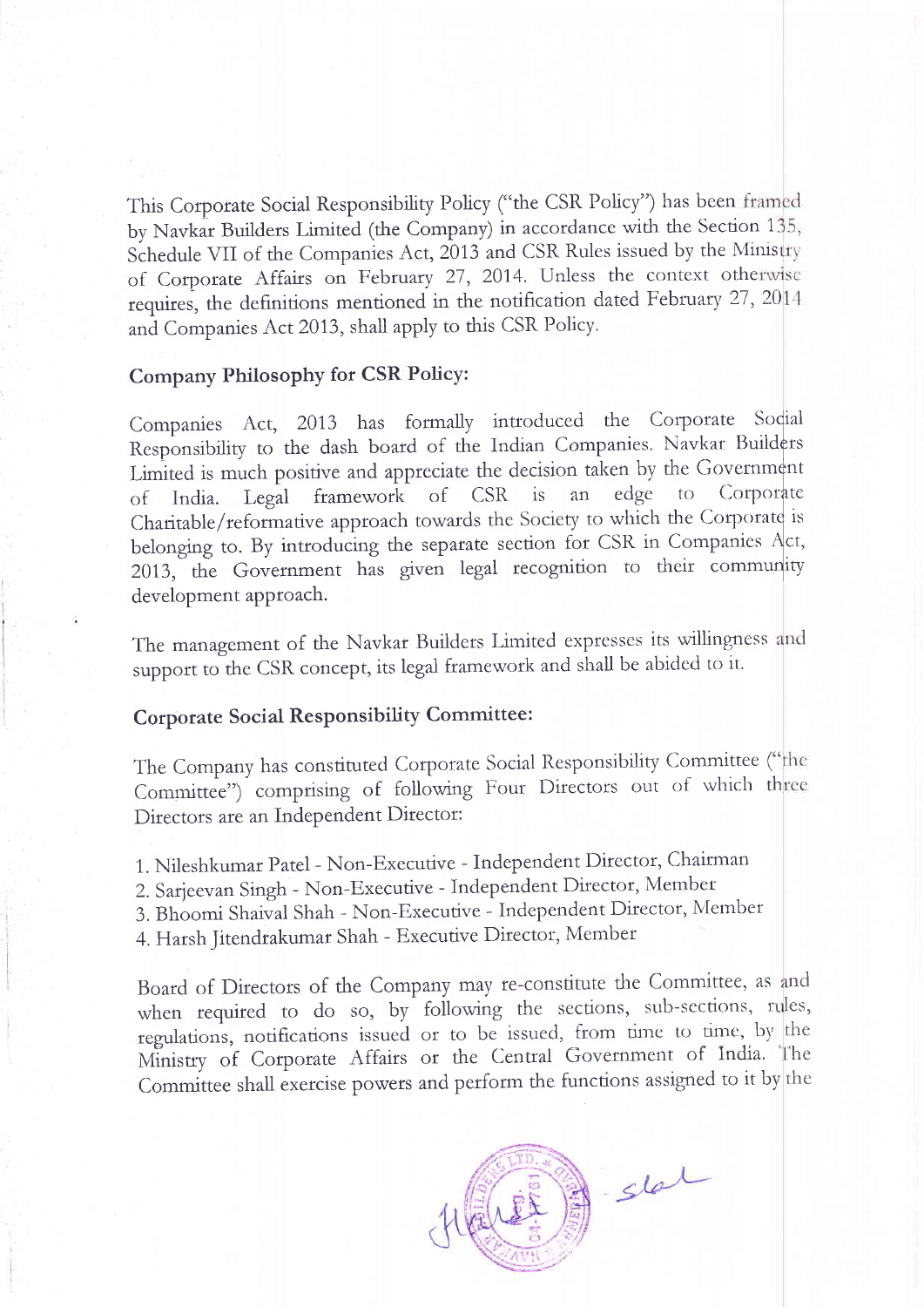This Corporate Social Responsibility Policy ("the CSR Policy") has been framed by Navkar Builders Limited (the Company) in accordance with the Section 135, Schedule VII of the Companies Act, 2013 and CSR Rules issued by the Ministry of Corporate Affairs on February 27, 2014. Unless the context otherwise requires, the definitions mentioned in the notification dated February 27, 2014 and Companies Act 2013, shall apply to this CSR Policy.

## Company Philosophy for CSR Policy:

Companies Act, 2013 has formally introduced the Corporate Social Responsibility to the dash board of the Indian Companies. Navkar Builders Limited is much positive and appreciate the decision taken by the Government of India. Legal framework of CSR is an edge to Corporate Charitable/reformative approach towards the Society to which the Corporate is belonging to. By introducing the separate section for CSR in Companies Act, 2013, the Government has given legal recognition to their community development approach.

The management of the Navkar Builders Limited expresses its willingness and support to the CSR concept, its legal framework and shall be abided to it.

## Corporate Social Responsibility Committee:

The Company has constituted Corporate Social Responsibility Committee ("the Committee") comprising of following Four Directors out of which three Directors are an Independent Director:

1. Nileshkumar Patel - Non-Executive - Independent Director, Chairman
2. Sarjeevan Singh - Non-Executive - Independent Director, Member
3. Bhoomi Shaival Shah - Non-Executive - Independent Director, Member
4. Harsh Jitendrakumar Shah - Executive Director, Member

Board of Directors of the Company may re-constitute the Committee, as and when required to do so, by following the sections, sub-sections, rules, regulations, notifications issued or to be issued, from time to time, by the Ministry of Corporate Affairs or the Central Government of India. The Committee shall exercise powers and perform the functions assigned to it by the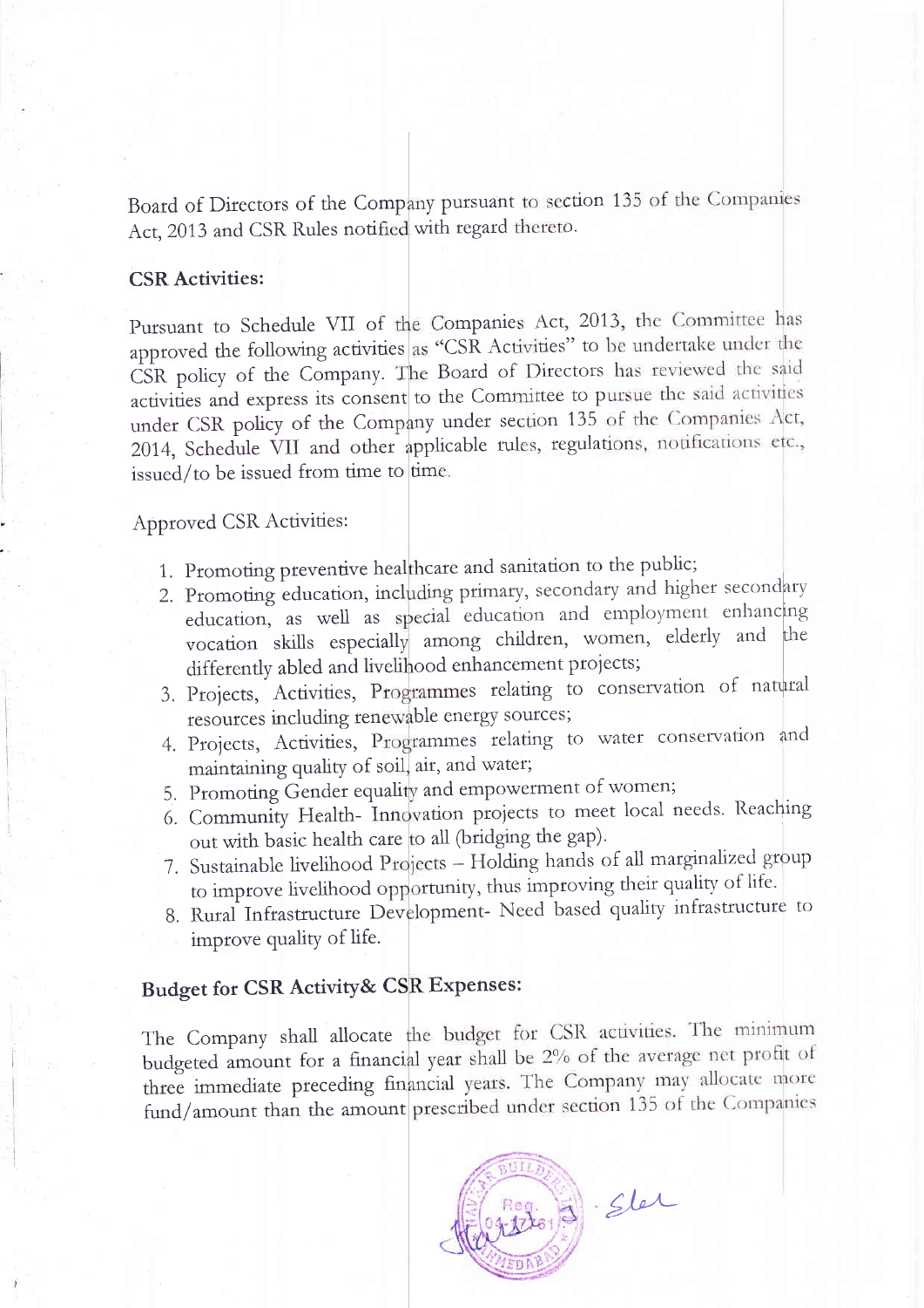Board of Directors of the Company pursuant to section 135 of the Companies Act, 2013 and CSR Rules notified with regard thereto.

**CSR Activities:**

Pursuant to Schedule VII of the Companies Act, 2013, the Committee has approved the following activities as "CSR Activities" to be undertake under the CSR policy of the Company. The Board of Directors has reviewed the said activities and express its consent to the Committee to pursue the said activities under CSR policy of the Company under section 135 of the Companies Act, 2014, Schedule VII and other applicable rules, regulations, notifications etc., issued/to be issued from time to time.

Approved CSR Activities:

1. Promoting preventive healthcare and sanitation to the public;
2. Promoting education, including primary, secondary and higher secondary education, as well as special education and employment enhancing vocation skills especially among children, women, elderly and the differently abled and livelihood enhancement projects;
3. Projects, Activities, Programmes relating to conservation of natural resources including renewable energy sources;
4. Projects, Activities, Programmes relating to water conservation and maintaining quality of soil, air, and water;
5. Promoting Gender equality and empowerment of women;
6. Community Health- Innovation projects to meet local needs. Reaching out with basic health care to all (bridging the gap).
7. Sustainable livelihood Projects – Holding hands of all marginalized group to improve livelihood opportunity, thus improving their quality of life.
8. Rural Infrastructure Development- Need based quality infrastructure to improve quality of life.

**Budget for CSR Activity& CSR Expenses:**

The Company shall allocate the budget for CSR activities. The minimum budgeted amount for a financial year shall be 2% of the average net profit of three immediate preceding financial years. The Company may allocate more fund/amount than the amount prescribed under section 135 of the Companies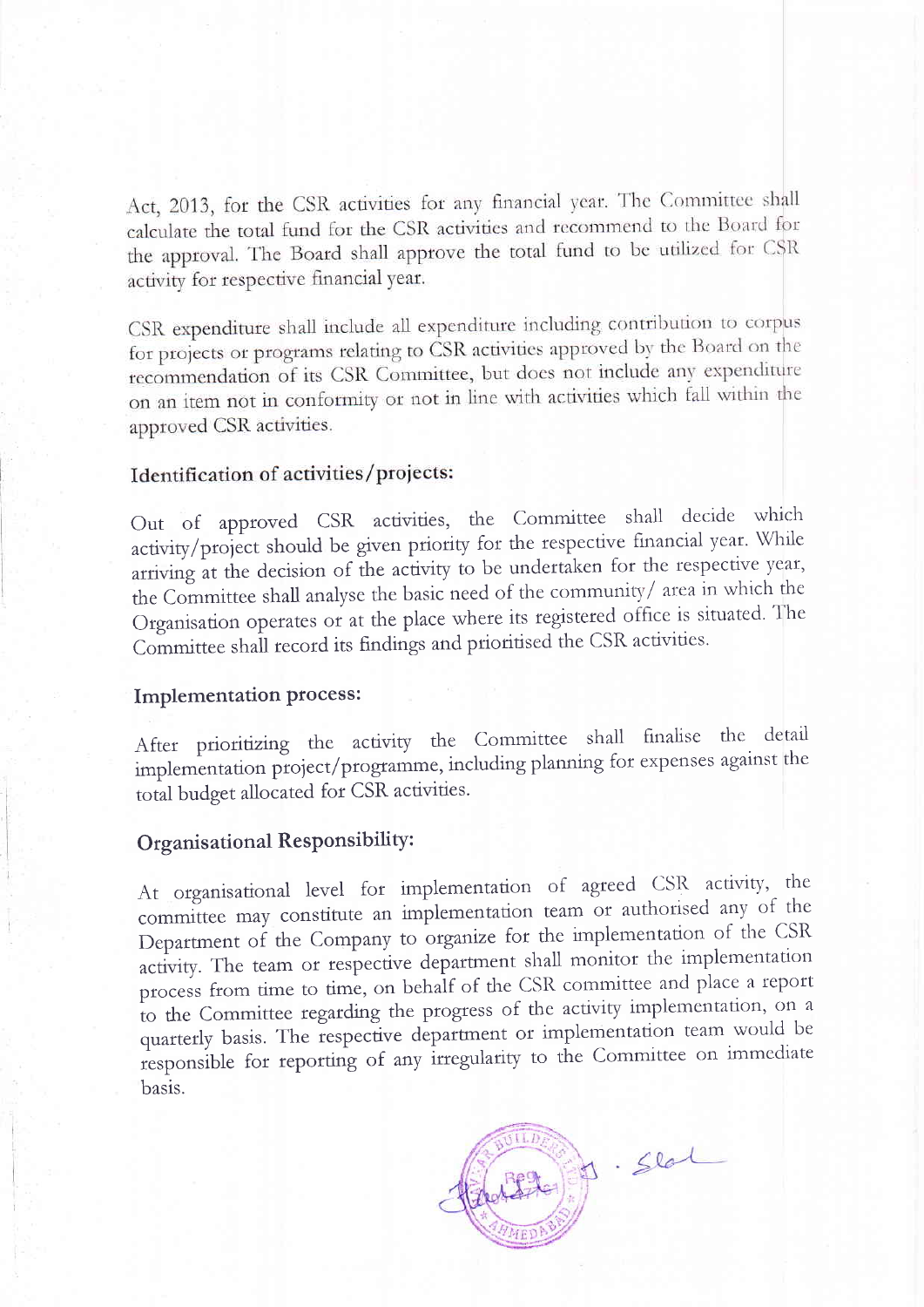Act, 2013, for the CSR activities for any financial year. The Committee shall calculate the total fund for the CSR activities and recommend to the Board for the approval. The Board shall approve the total fund to be utilized for CSR activity for respective financial year.

CSR expenditure shall include all expenditure including contribution to corpus for projects or programs relating to CSR activities approved by the Board on the recommendation of its CSR Committee, but does not include any expenditure on an item not in conformity or not in line with activities which fall within the approved CSR activities.

## Identification of activities/projects:

Out of approved CSR activities, the Committee shall decide which activity/project should be given priority for the respective financial year. While arriving at the decision of the activity to be undertaken for the respective year, the Committee shall analyse the basic need of the community/ area in which the Organisation operates or at the place where its registered office is situated. The Committee shall record its findings and prioritised the CSR activities.

## Implementation process:

After prioritizing the activity the Committee shall finalise the detail implementation project/programme, including planning for expenses against the total budget allocated for CSR activities.

## Organisational Responsibility:

At organisational level for implementation of agreed CSR activity, the committee may constitute an implementation team or authorised any of the Department of the Company to organize for the implementation of the CSR activity. The team or respective department shall monitor the implementation process from time to time, on behalf of the CSR committee and place a report to the Committee regarding the progress of the activity implementation, on a quarterly basis. The respective department or implementation team would be responsible for reporting of any irregularity to the Committee on immediate basis.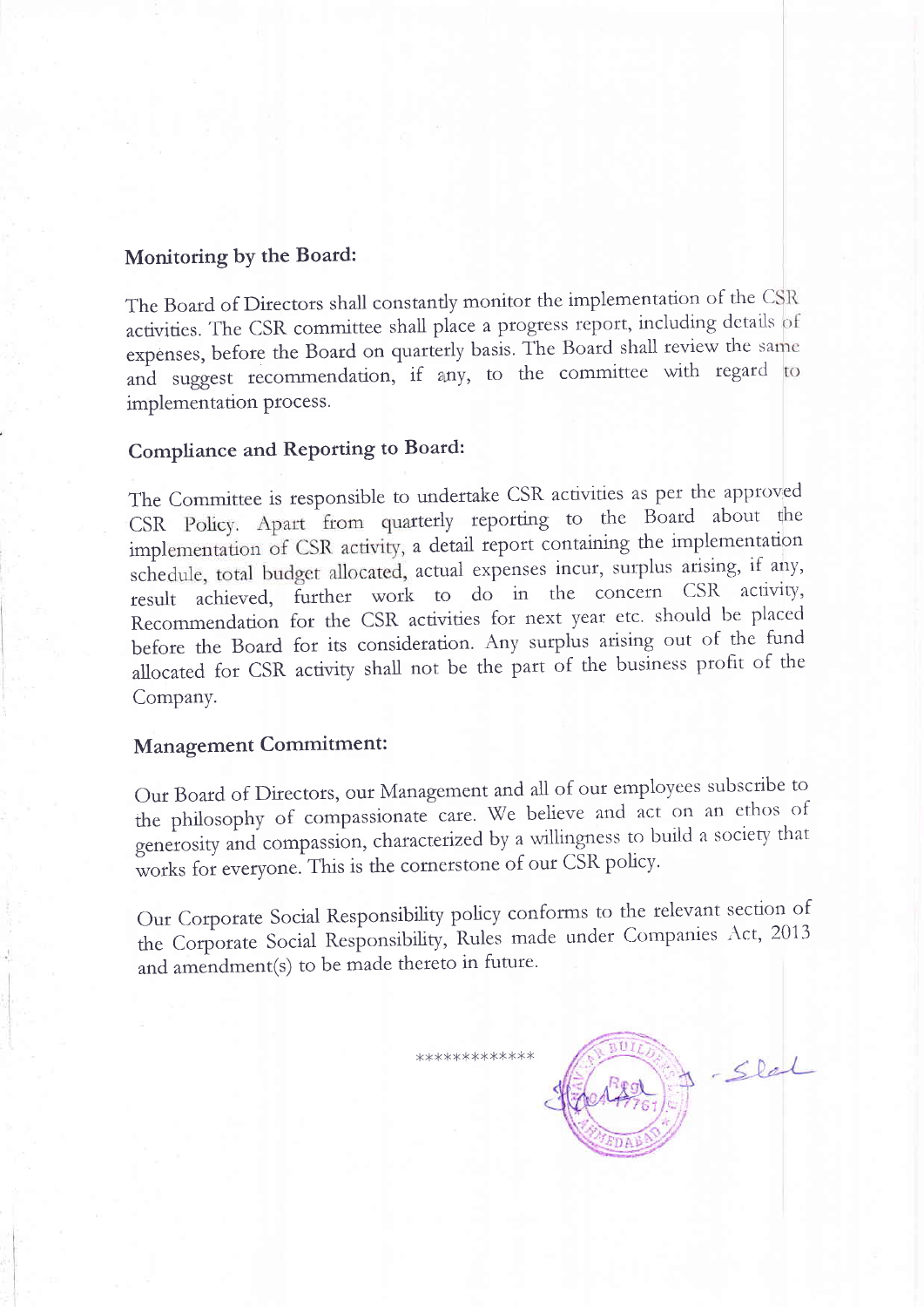## Monitoring by the Board:

The Board of Directors shall constantly monitor the implementation of the CSR activities. The CSR committee shall place a progress report, including details of expenses, before the Board on quarterly basis. The Board shall review the same and suggest recommendation, if any, to the committee with regard to implementation process.

## Compliance and Reporting to Board:

The Committee is responsible to undertake CSR activities as per the approved CSR Policy. Apart from quarterly reporting to the Board about the implementation of CSR activity, a detail report containing the implementation schedule, total budget allocated, actual expenses incur, surplus arising, if any, result achieved, further work to do in the concern CSR activity, Recommendation for the CSR activities for next year etc. should be placed before the Board for its consideration. Any surplus arising out of the fund allocated for CSR activity shall not be the part of the business profit of the Company.

## Management Commitment:

Our Board of Directors, our Management and all of our employees subscribe to the philosophy of compassionate care. We believe and act on an ethos of generosity and compassion, characterized by a willingness to build a society that works for everyone. This is the cornerstone of our CSR policy.

Our Corporate Social Responsibility policy conforms to the relevant section of the Corporate Social Responsibility, Rules made under Companies Act, 2013 and amendment(s) to be made thereto in future.

*************